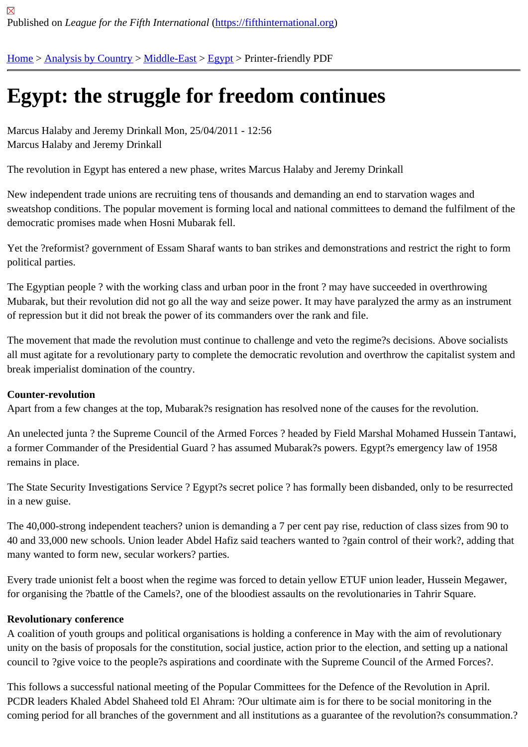Published on *League for the Fifth International* (https://fifthinternational.org)

Home > Analysis by Country > Middle-East > Egypt > Printer-friendly PDF

# Egypt: the struggle for freedom continues

Marcus Halaby and Jeremy Drinkall Mon, 25/04/2011 - 12:56
Marcus Halaby and Jeremy Drinkall

The revolution in Egypt has entered a new phase, writes Marcus Halaby and Jeremy Drinkall

New independent trade unions are recruiting tens of thousands and demanding an end to starvation wages and sweatshop conditions. The popular movement is forming local and national committees to demand the fulfilment of the democratic promises made when Hosni Mubarak fell.

Yet the ?reformist? government of Essam Sharaf wants to ban strikes and demonstrations and restrict the right to form political parties.

The Egyptian people ? with the working class and urban poor in the front ? may have succeeded in overthrowing Mubarak, but their revolution did not go all the way and seize power. It may have paralyzed the army as an instrument of repression but it did not break the power of its commanders over the rank and file.

The movement that made the revolution must continue to challenge and veto the regime?s decisions. Above socialists all must agitate for a revolutionary party to complete the democratic revolution and overthrow the capitalist system and break imperialist domination of the country.

**Counter-revolution**

Apart from a few changes at the top, Mubarak?s resignation has resolved none of the causes for the revolution.

An unelected junta ? the Supreme Council of the Armed Forces ? headed by Field Marshal Mohamed Hussein Tantawi, a former Commander of the Presidential Guard ? has assumed Mubarak?s powers. Egypt?s emergency law of 1958 remains in place.

The State Security Investigations Service ? Egypt?s secret police ? has formally been disbanded, only to be resurrected in a new guise.

The 40,000-strong independent teachers? union is demanding a 7 per cent pay rise, reduction of class sizes from 90 to 40 and 33,000 new schools. Union leader Abdel Hafiz said teachers wanted to ?gain control of their work?, adding that many wanted to form new, secular workers? parties.

Every trade unionist felt a boost when the regime was forced to detain yellow ETUF union leader, Hussein Megawer, for organising the ?battle of the Camels?, one of the bloodiest assaults on the revolutionaries in Tahrir Square.

**Revolutionary conference**

A coalition of youth groups and political organisations is holding a conference in May with the aim of revolutionary unity on the basis of proposals for the constitution, social justice, action prior to the election, and setting up a national council to ?give voice to the people?s aspirations and coordinate with the Supreme Council of the Armed Forces?.

This follows a successful national meeting of the Popular Committees for the Defence of the Revolution in April. PCDR leaders Khaled Abdel Shaheed told El Ahram: ?Our ultimate aim is for there to be social monitoring in the coming period for all branches of the government and all institutions as a guarantee of the revolution?s consummation.?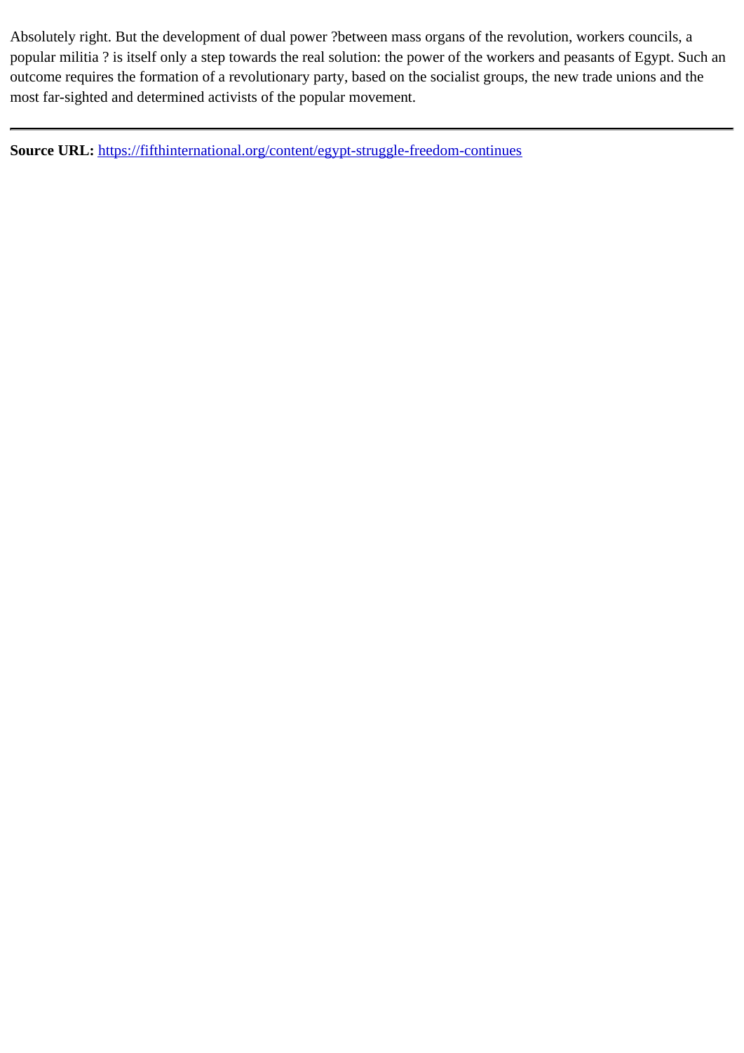Absolutely right. But the development of dual power ?between mass organs of the revolution, workers councils, a popular militia ? is itself only a step towards the real solution: the power of the workers and peasants of Egypt. Such an outcome requires the formation of a revolutionary party, based on the socialist groups, the new trade unions and the most far-sighted and determined activists of the popular movement.

---

**Source URL:** https://fifthinternational.org/content/egypt-struggle-freedom-continues